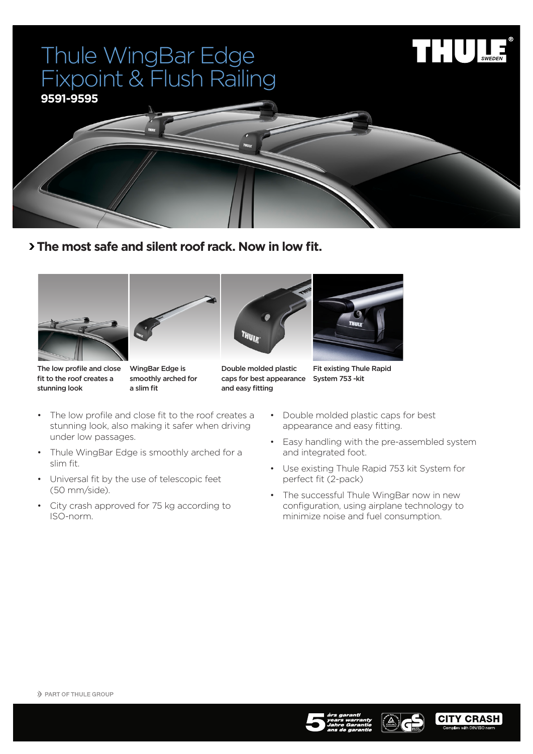# Thule WingBar Edge Fixpoint & Flush Railing

**9591-9595**

## › The most safe and silent roof rack. Now in low fit.

The low profile and close fit to the roof creates a stunning look

WingBar Edge is smoothly arched for a slim fit

Double molded plastic caps for best appearance and easy fitting

Fit existing Thule Rapid System 753 -kit

- The low profile and close fit to the roof creates a stunning look, also making it safer when driving under low passages.
- Thule WingBar Edge is smoothly arched for a slim fit.
- Universal fit by the use of telescopic feet (50 mm/side).
- City crash approved for 75 kg according to ISO-norm.
- Double molded plastic caps for best appearance and easy fitting.
- Easy handling with the pre-assembled system and integrated foot.
- Use existing Thule Rapid 753 kit System for perfect fit (2-pack)
- The successful Thule WingBar now in new configuration, using airplane technology to minimize noise and fuel consumption.

» PART OF THULE GROUP

5 års garanti / years warranty / Jahre Garantie / ans de garantie

CITY CRASH
Complies with DIN/ISO norm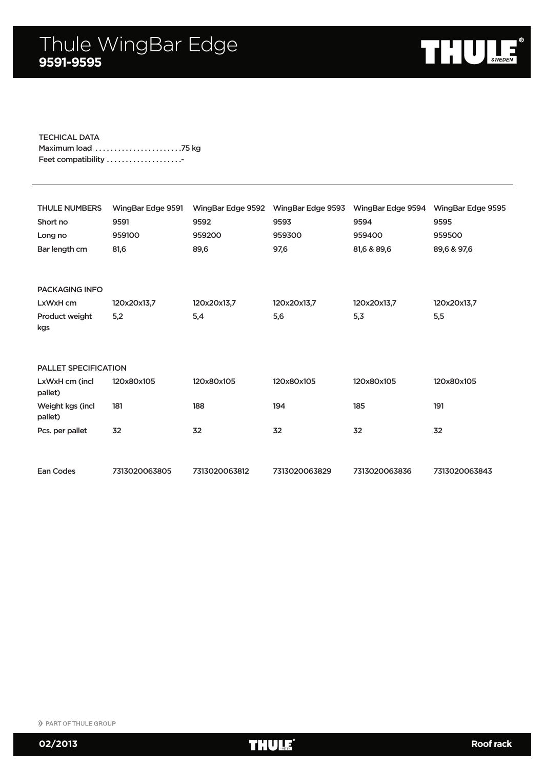# Thule WingBar Edge

**9591-9595**

TECHICAL DATA

Maximum load .......................75 kg

Feet compatibility ....................-

| THULE NUMBERS | WingBar Edge 9591 | WingBar Edge 9592 | WingBar Edge 9593 | WingBar Edge 9594 | WingBar Edge 9595 |
|---|---|---|---|---|---|
| Short no | 9591 | 9592 | 9593 | 9594 | 9595 |
| Long no | 959100 | 959200 | 959300 | 959400 | 959500 |
| Bar length cm | 81,6 | 89,6 | 97,6 | 81,6 & 89,6 | 89,6 & 97,6 |
| **PACKAGING INFO** | | | | | |
| LxWxH cm | 120x20x13,7 | 120x20x13,7 | 120x20x13,7 | 120x20x13,7 | 120x20x13,7 |
| Product weight kgs | 5,2 | 5,4 | 5,6 | 5,3 | 5,5 |
| **PALLET SPECIFICATION** | | | | | |
| LxWxH cm (incl pallet) | 120x80x105 | 120x80x105 | 120x80x105 | 120x80x105 | 120x80x105 |
| Weight kgs (incl pallet) | 181 | 188 | 194 | 185 | 191 |
| Pcs. per pallet | 32 | 32 | 32 | 32 | 32 |
| Ean Codes | 7313020063805 | 7313020063812 | 7313020063829 | 7313020063836 | 7313020063843 |

» PART OF THULE GROUP

02/2013 Roof rack